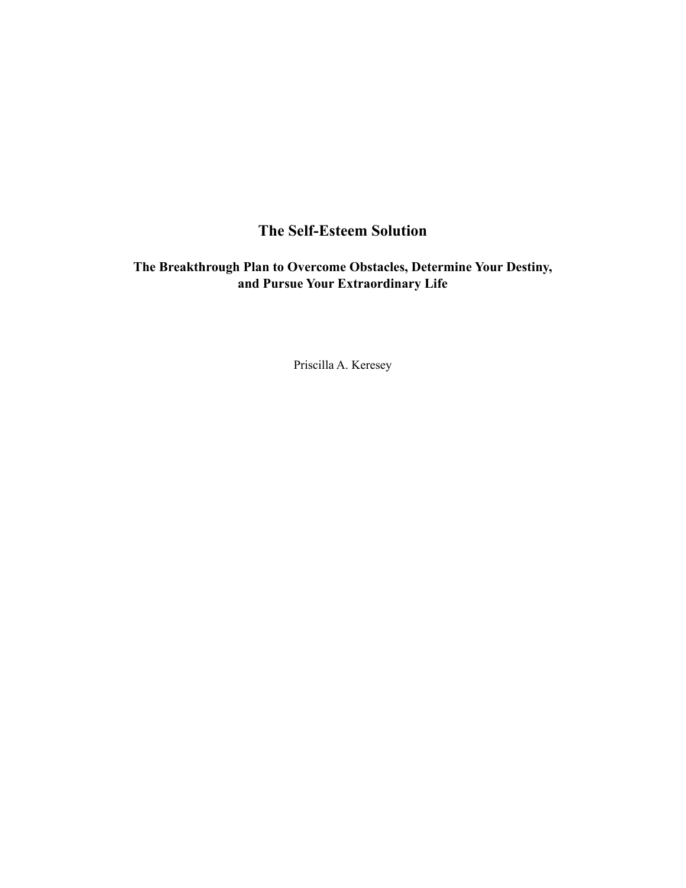# The Self-Esteem Solution

## The Breakthrough Plan to Overcome Obstacles, Determine Your Destiny, and Pursue Your Extraordinary Life

Priscilla A. Keresey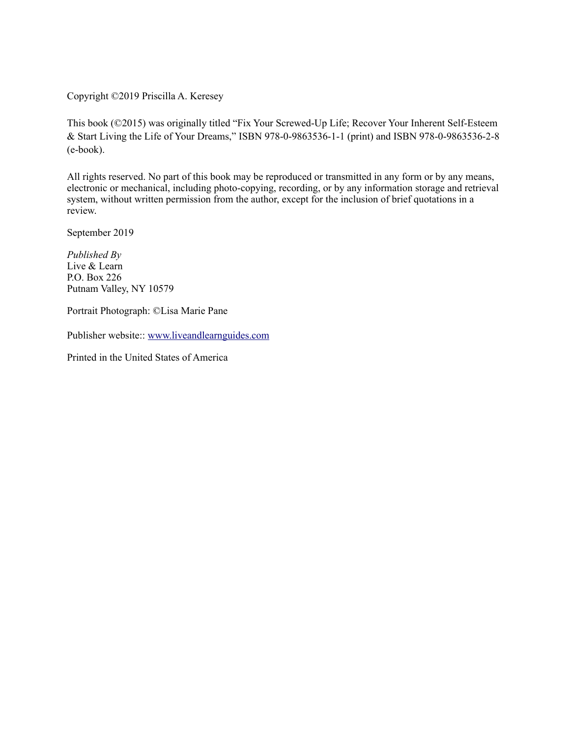Copyright ©2019 Priscilla A. Keresey

This book (©2015) was originally titled "Fix Your Screwed-Up Life; Recover Your Inherent Self-Esteem & Start Living the Life of Your Dreams," ISBN 978-0-9863536-1-1 (print) and ISBN 978-0-9863536-2-8 (e-book).

All rights reserved. No part of this book may be reproduced or transmitted in any form or by any means, electronic or mechanical, including photo-copying, recording, or by any information storage and retrieval system, without written permission from the author, except for the inclusion of brief quotations in a review.

September 2019

*Published By*
Live & Learn
P.O. Box 226
Putnam Valley, NY 10579

Portrait Photograph: ©Lisa Marie Pane

Publisher website:: www.liveandlearnguides.com

Printed in the United States of America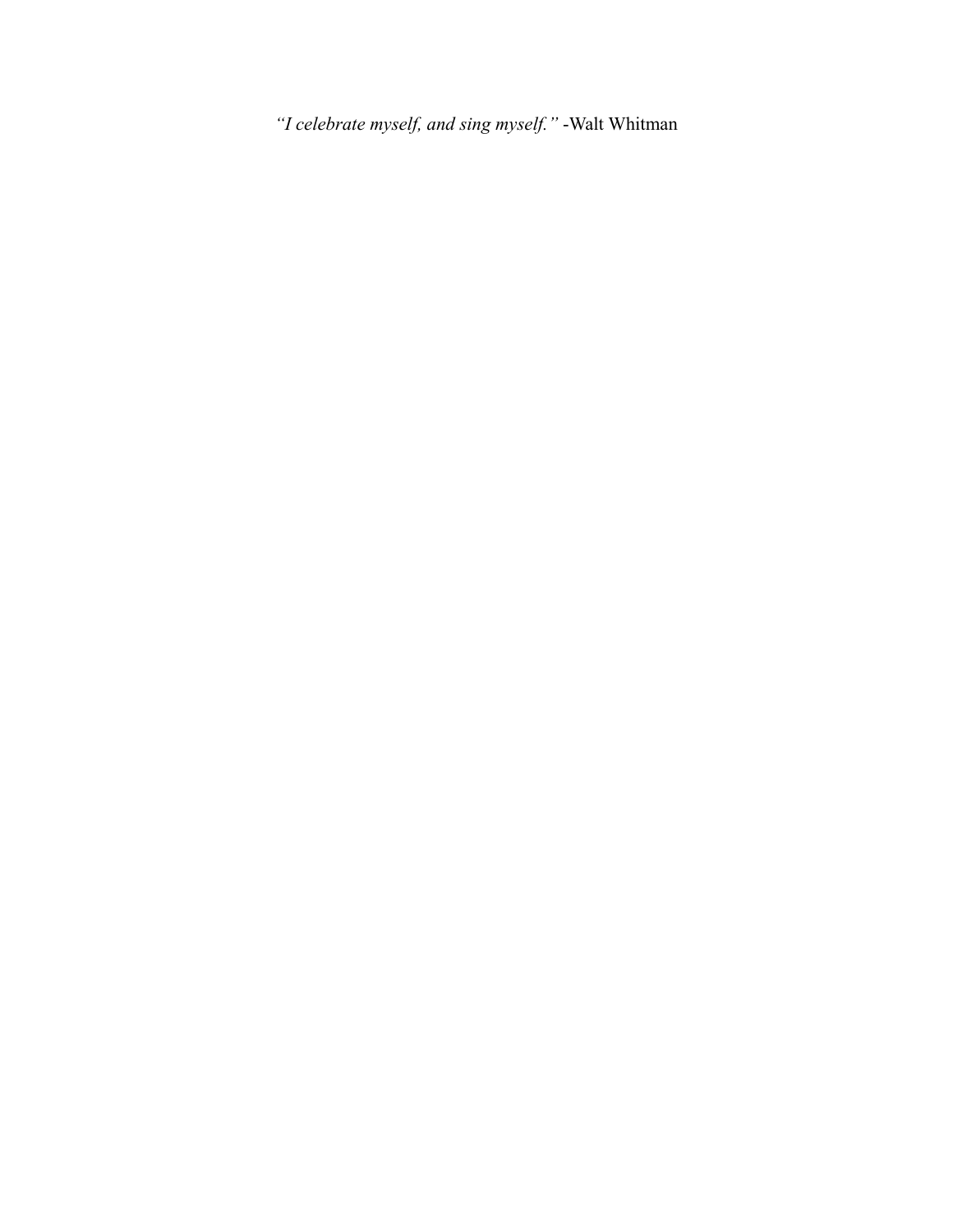*"I celebrate myself, and sing myself."* -Walt Whitman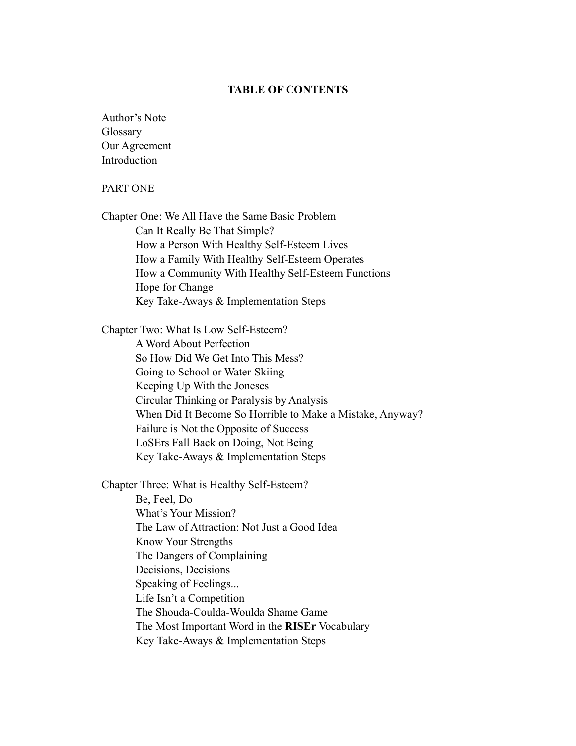# TABLE OF CONTENTS

Author's Note
Glossary
Our Agreement
Introduction

PART ONE

Chapter One: We All Have the Same Basic Problem
- Can It Really Be That Simple?
- How a Person With Healthy Self-Esteem Lives
- How a Family With Healthy Self-Esteem Operates
- How a Community With Healthy Self-Esteem Functions
- Hope for Change
- Key Take-Aways & Implementation Steps

Chapter Two: What Is Low Self-Esteem?
- A Word About Perfection
- So How Did We Get Into This Mess?
- Going to School or Water-Skiing
- Keeping Up With the Joneses
- Circular Thinking or Paralysis by Analysis
- When Did It Become So Horrible to Make a Mistake, Anyway?
- Failure is Not the Opposite of Success
- LoSErs Fall Back on Doing, Not Being
- Key Take-Aways & Implementation Steps

Chapter Three: What is Healthy Self-Esteem?
- Be, Feel, Do
- What's Your Mission?
- The Law of Attraction: Not Just a Good Idea
- Know Your Strengths
- The Dangers of Complaining
- Decisions, Decisions
- Speaking of Feelings...
- Life Isn't a Competition
- The Shouda-Coulda-Woulda Shame Game
- The Most Important Word in the **RISEr** Vocabulary
- Key Take-Aways & Implementation Steps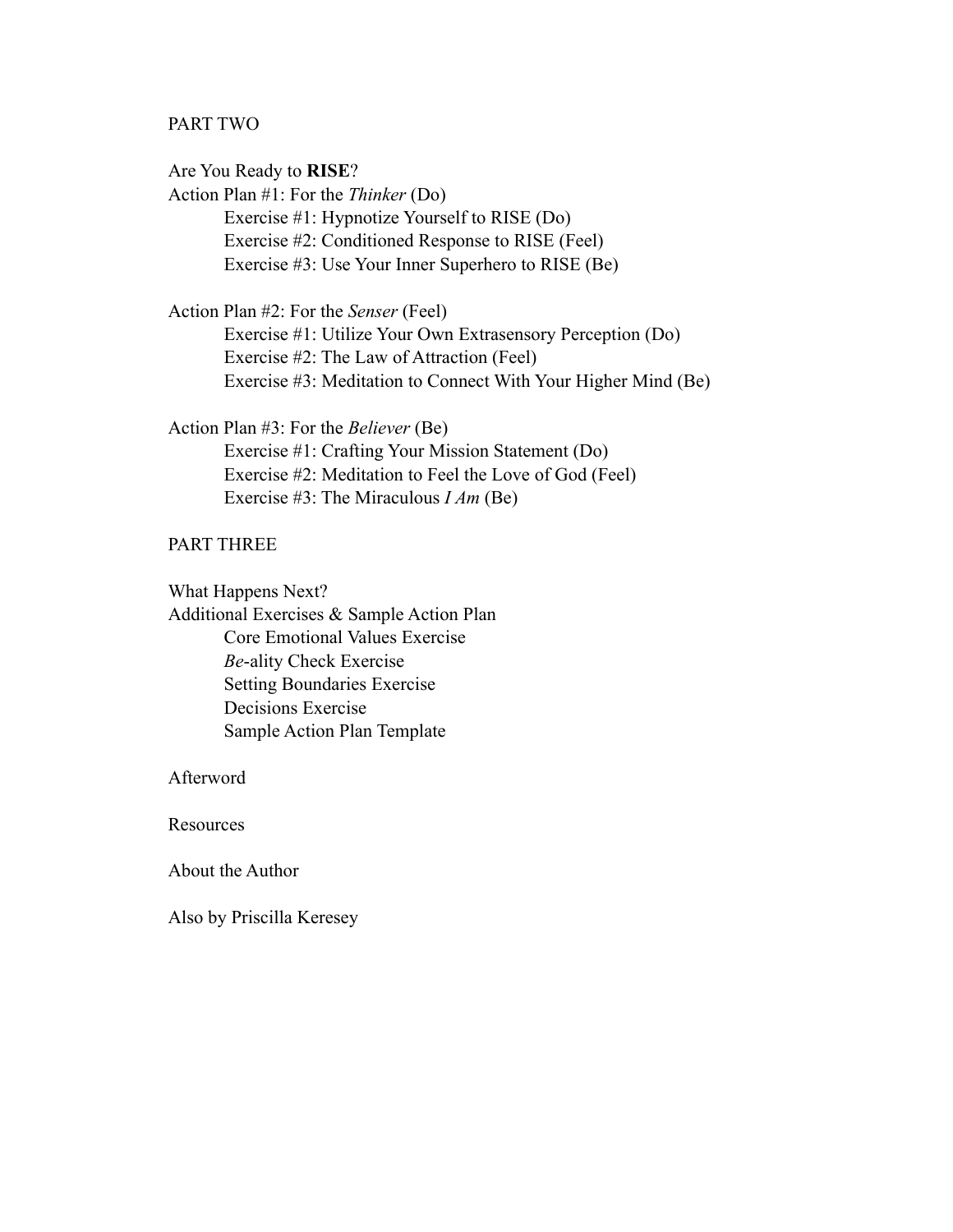PART TWO

Are You Ready to **RISE**?

Action Plan #1: For the *Thinker* (Do)

- Exercise #1: Hypnotize Yourself to RISE (Do)
- Exercise #2: Conditioned Response to RISE (Feel)
- Exercise #3: Use Your Inner Superhero to RISE (Be)

Action Plan #2: For the *Senser* (Feel)

- Exercise #1: Utilize Your Own Extrasensory Perception (Do)
- Exercise #2: The Law of Attraction (Feel)
- Exercise #3: Meditation to Connect With Your Higher Mind (Be)

Action Plan #3: For the *Believer* (Be)

- Exercise #1: Crafting Your Mission Statement (Do)
- Exercise #2: Meditation to Feel the Love of God (Feel)
- Exercise #3: The Miraculous *I Am* (Be)

PART THREE

What Happens Next?

Additional Exercises & Sample Action Plan

- Core Emotional Values Exercise
- *Be*-ality Check Exercise
- Setting Boundaries Exercise
- Decisions Exercise
- Sample Action Plan Template

Afterword

Resources

About the Author

Also by Priscilla Keresey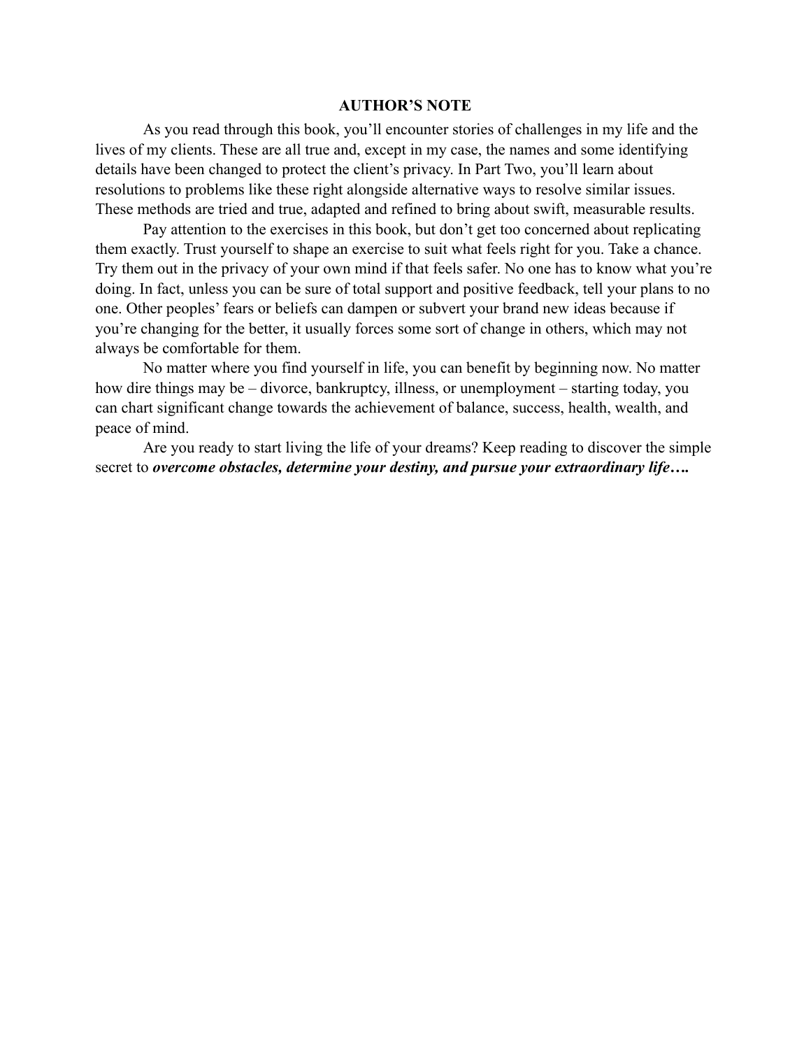## AUTHOR'S NOTE

As you read through this book, you'll encounter stories of challenges in my life and the lives of my clients. These are all true and, except in my case, the names and some identifying details have been changed to protect the client's privacy. In Part Two, you'll learn about resolutions to problems like these right alongside alternative ways to resolve similar issues. These methods are tried and true, adapted and refined to bring about swift, measurable results.

Pay attention to the exercises in this book, but don't get too concerned about replicating them exactly. Trust yourself to shape an exercise to suit what feels right for you. Take a chance. Try them out in the privacy of your own mind if that feels safer. No one has to know what you're doing. In fact, unless you can be sure of total support and positive feedback, tell your plans to no one. Other peoples' fears or beliefs can dampen or subvert your brand new ideas because if you're changing for the better, it usually forces some sort of change in others, which may not always be comfortable for them.

No matter where you find yourself in life, you can benefit by beginning now. No matter how dire things may be – divorce, bankruptcy, illness, or unemployment – starting today, you can chart significant change towards the achievement of balance, success, health, wealth, and peace of mind.

Are you ready to start living the life of your dreams? Keep reading to discover the simple secret to ***overcome obstacles, determine your destiny, and pursue your extraordinary life….***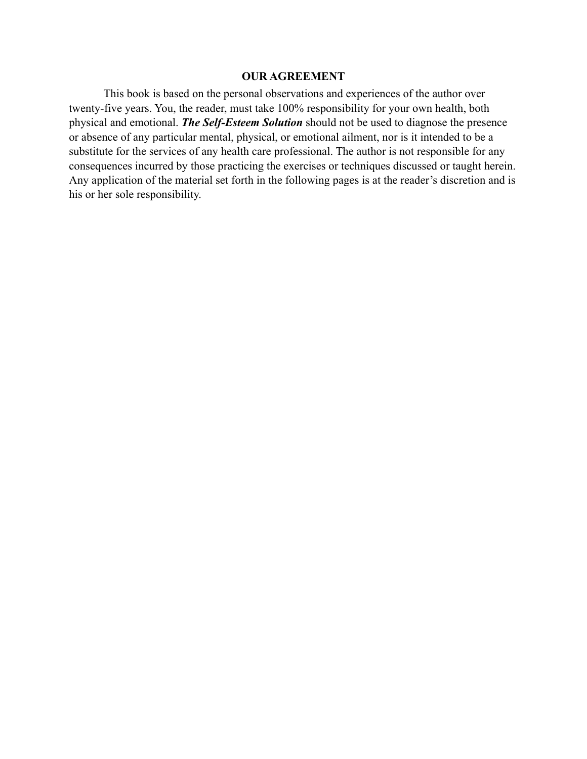## OUR AGREEMENT

This book is based on the personal observations and experiences of the author over twenty-five years. You, the reader, must take 100% responsibility for your own health, both physical and emotional. ***The Self-Esteem Solution*** should not be used to diagnose the presence or absence of any particular mental, physical, or emotional ailment, nor is it intended to be a substitute for the services of any health care professional. The author is not responsible for any consequences incurred by those practicing the exercises or techniques discussed or taught herein. Any application of the material set forth in the following pages is at the reader's discretion and is his or her sole responsibility.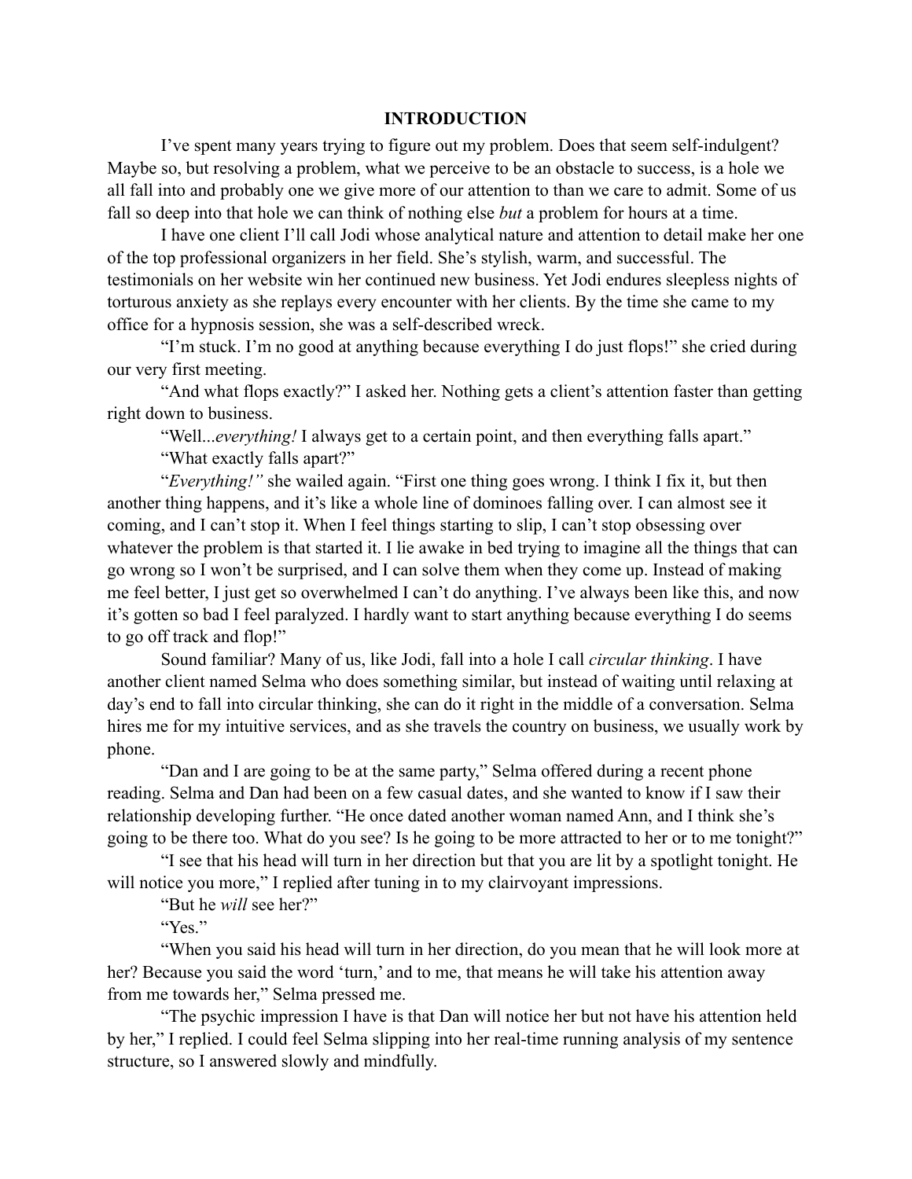# INTRODUCTION

I've spent many years trying to figure out my problem. Does that seem self-indulgent? Maybe so, but resolving a problem, what we perceive to be an obstacle to success, is a hole we all fall into and probably one we give more of our attention to than we care to admit. Some of us fall so deep into that hole we can think of nothing else *but* a problem for hours at a time.

I have one client I'll call Jodi whose analytical nature and attention to detail make her one of the top professional organizers in her field. She's stylish, warm, and successful. The testimonials on her website win her continued new business. Yet Jodi endures sleepless nights of torturous anxiety as she replays every encounter with her clients. By the time she came to my office for a hypnosis session, she was a self-described wreck.

"I'm stuck. I'm no good at anything because everything I do just flops!" she cried during our very first meeting.

"And what flops exactly?" I asked her. Nothing gets a client's attention faster than getting right down to business.

"Well...*everything!* I always get to a certain point, and then everything falls apart."

"What exactly falls apart?"

"*Everything!"* she wailed again. "First one thing goes wrong. I think I fix it, but then another thing happens, and it's like a whole line of dominoes falling over. I can almost see it coming, and I can't stop it. When I feel things starting to slip, I can't stop obsessing over whatever the problem is that started it. I lie awake in bed trying to imagine all the things that can go wrong so I won't be surprised, and I can solve them when they come up. Instead of making me feel better, I just get so overwhelmed I can't do anything. I've always been like this, and now it's gotten so bad I feel paralyzed. I hardly want to start anything because everything I do seems to go off track and flop!"

Sound familiar? Many of us, like Jodi, fall into a hole I call *circular thinking*. I have another client named Selma who does something similar, but instead of waiting until relaxing at day's end to fall into circular thinking, she can do it right in the middle of a conversation. Selma hires me for my intuitive services, and as she travels the country on business, we usually work by phone.

"Dan and I are going to be at the same party," Selma offered during a recent phone reading. Selma and Dan had been on a few casual dates, and she wanted to know if I saw their relationship developing further. "He once dated another woman named Ann, and I think she's going to be there too. What do you see? Is he going to be more attracted to her or to me tonight?"

"I see that his head will turn in her direction but that you are lit by a spotlight tonight. He will notice you more," I replied after tuning in to my clairvoyant impressions.

"But he *will* see her?"

"Yes."

"When you said his head will turn in her direction, do you mean that he will look more at her? Because you said the word 'turn,' and to me, that means he will take his attention away from me towards her," Selma pressed me.

"The psychic impression I have is that Dan will notice her but not have his attention held by her," I replied. I could feel Selma slipping into her real-time running analysis of my sentence structure, so I answered slowly and mindfully.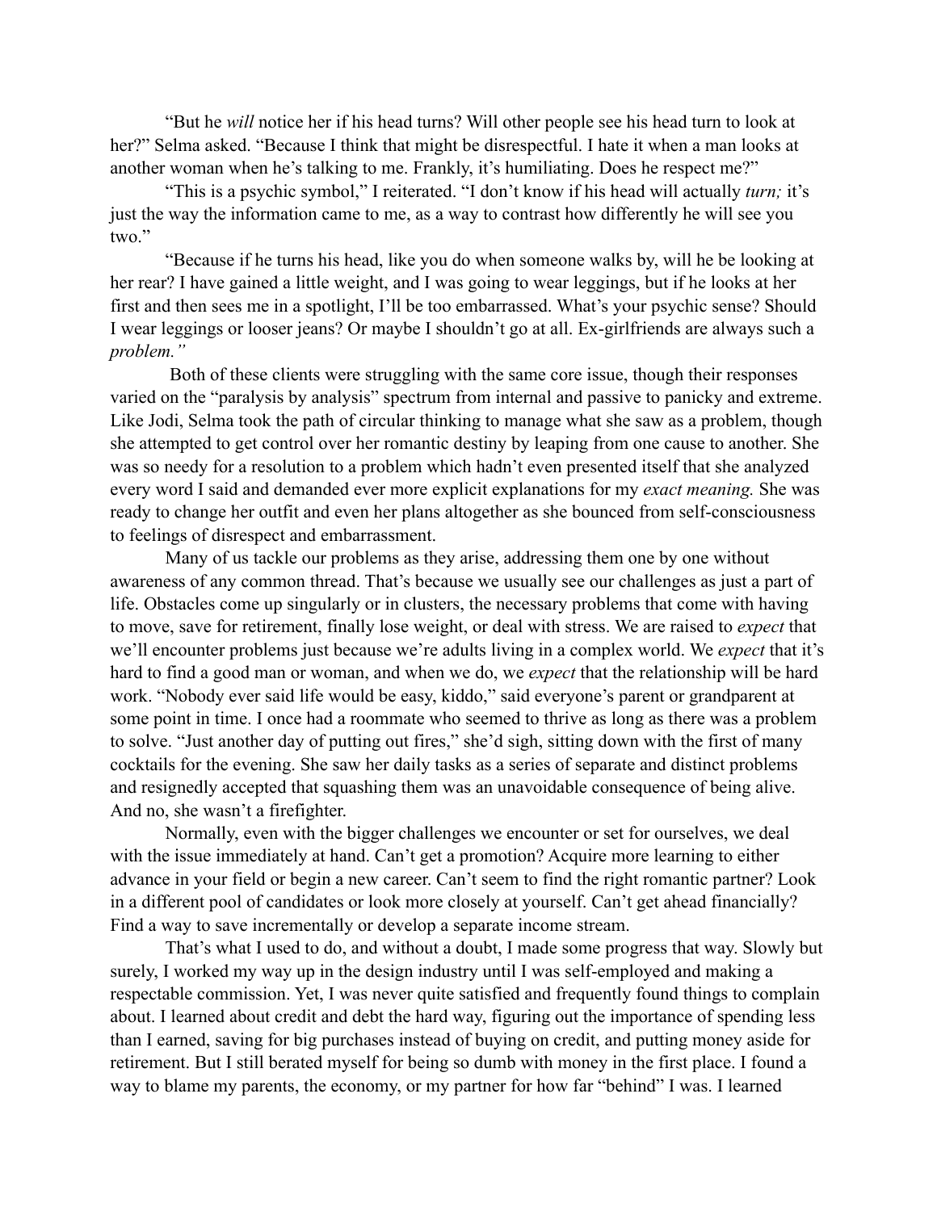"But he *will* notice her if his head turns? Will other people see his head turn to look at her?" Selma asked. "Because I think that might be disrespectful. I hate it when a man looks at another woman when he's talking to me. Frankly, it's humiliating. Does he respect me?"

"This is a psychic symbol," I reiterated. "I don't know if his head will actually *turn;* it's just the way the information came to me, as a way to contrast how differently he will see you two."

"Because if he turns his head, like you do when someone walks by, will he be looking at her rear? I have gained a little weight, and I was going to wear leggings, but if he looks at her first and then sees me in a spotlight, I'll be too embarrassed. What's your psychic sense? Should I wear leggings or looser jeans? Or maybe I shouldn't go at all. Ex-girlfriends are always such a *problem."*

Both of these clients were struggling with the same core issue, though their responses varied on the "paralysis by analysis" spectrum from internal and passive to panicky and extreme. Like Jodi, Selma took the path of circular thinking to manage what she saw as a problem, though she attempted to get control over her romantic destiny by leaping from one cause to another. She was so needy for a resolution to a problem which hadn't even presented itself that she analyzed every word I said and demanded ever more explicit explanations for my *exact meaning.* She was ready to change her outfit and even her plans altogether as she bounced from self-consciousness to feelings of disrespect and embarrassment.

Many of us tackle our problems as they arise, addressing them one by one without awareness of any common thread. That's because we usually see our challenges as just a part of life. Obstacles come up singularly or in clusters, the necessary problems that come with having to move, save for retirement, finally lose weight, or deal with stress. We are raised to *expect* that we'll encounter problems just because we're adults living in a complex world. We *expect* that it's hard to find a good man or woman, and when we do, we *expect* that the relationship will be hard work. "Nobody ever said life would be easy, kiddo," said everyone's parent or grandparent at some point in time. I once had a roommate who seemed to thrive as long as there was a problem to solve. "Just another day of putting out fires," she'd sigh, sitting down with the first of many cocktails for the evening. She saw her daily tasks as a series of separate and distinct problems and resignedly accepted that squashing them was an unavoidable consequence of being alive. And no, she wasn't a firefighter.

Normally, even with the bigger challenges we encounter or set for ourselves, we deal with the issue immediately at hand. Can't get a promotion? Acquire more learning to either advance in your field or begin a new career. Can't seem to find the right romantic partner? Look in a different pool of candidates or look more closely at yourself. Can't get ahead financially? Find a way to save incrementally or develop a separate income stream.

That's what I used to do, and without a doubt, I made some progress that way. Slowly but surely, I worked my way up in the design industry until I was self-employed and making a respectable commission. Yet, I was never quite satisfied and frequently found things to complain about. I learned about credit and debt the hard way, figuring out the importance of spending less than I earned, saving for big purchases instead of buying on credit, and putting money aside for retirement. But I still berated myself for being so dumb with money in the first place. I found a way to blame my parents, the economy, or my partner for how far "behind" I was. I learned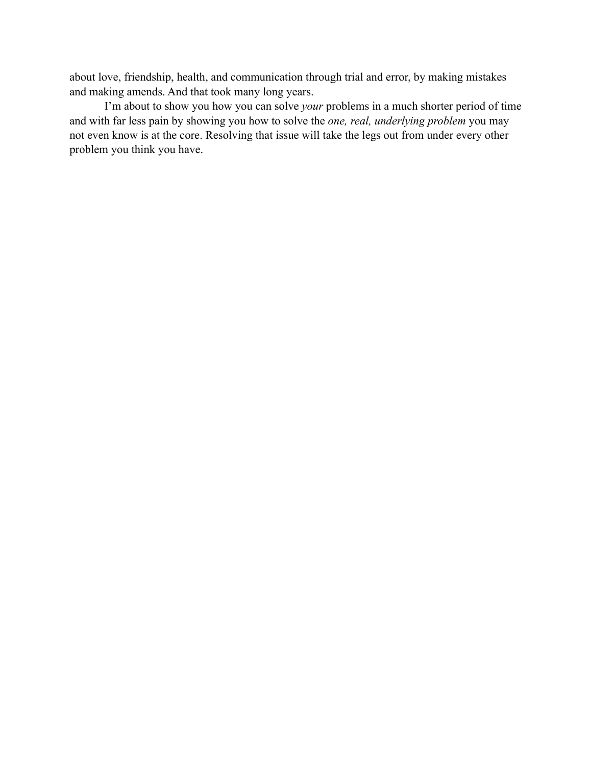about love, friendship, health, and communication through trial and error, by making mistakes and making amends. And that took many long years.

I'm about to show you how you can solve *your* problems in a much shorter period of time and with far less pain by showing you how to solve the *one, real, underlying problem* you may not even know is at the core. Resolving that issue will take the legs out from under every other problem you think you have.